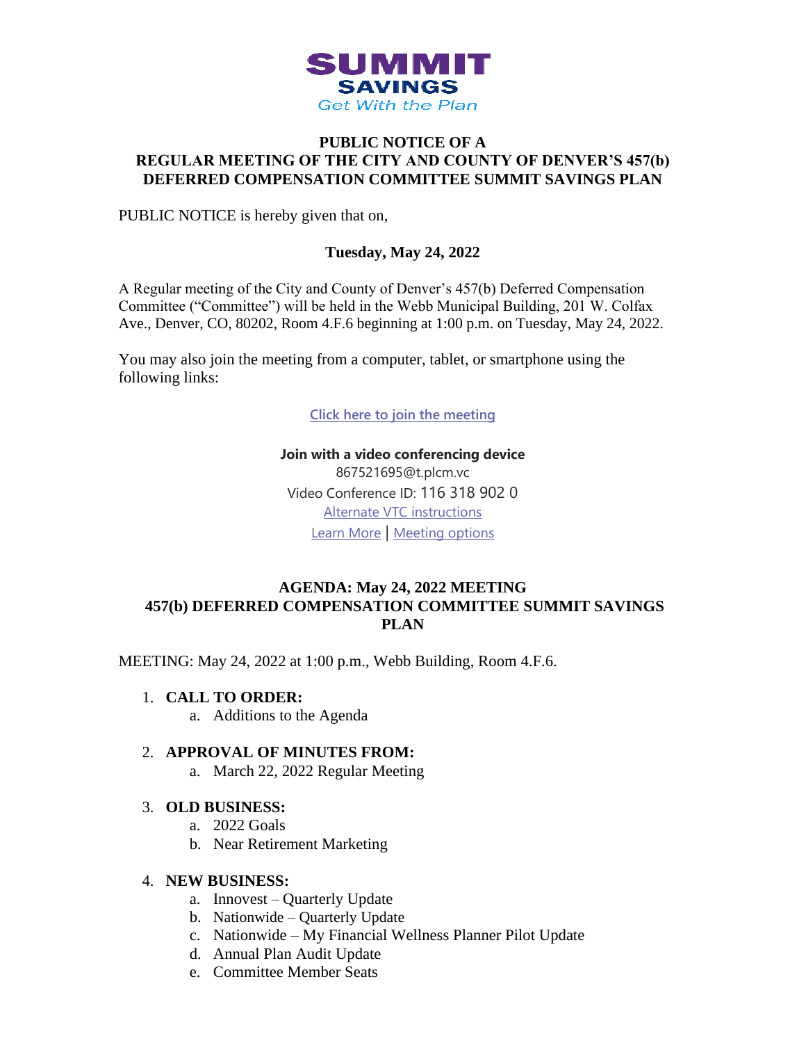**SUMMIT SAVINGS**
*Get With the Plan*

# PUBLIC NOTICE OF A REGULAR MEETING OF THE CITY AND COUNTY OF DENVER'S 457(b) DEFERRED COMPENSATION COMMITTEE SUMMIT SAVINGS PLAN

PUBLIC NOTICE is hereby given that on,

**Tuesday, May 24, 2022**

A Regular meeting of the City and County of Denver's 457(b) Deferred Compensation Committee ("Committee") will be held in the Webb Municipal Building, 201 W. Colfax Ave., Denver, CO, 80202, Room 4.F.6 beginning at 1:00 p.m. on Tuesday, May 24, 2022.

You may also join the meeting from a computer, tablet, or smartphone using the following links:

Click here to join the meeting

**Join with a video conferencing device**
867521695@t.plcm.vc
Video Conference ID: 116 318 902 0
Alternate VTC instructions
Learn More | Meeting options

## AGENDA: May 24, 2022 MEETING 457(b) DEFERRED COMPENSATION COMMITTEE SUMMIT SAVINGS PLAN

MEETING: May 24, 2022 at 1:00 p.m., Webb Building, Room 4.F.6.

1. **CALL TO ORDER:**
   a. Additions to the Agenda
2. **APPROVAL OF MINUTES FROM:**
   a. March 22, 2022 Regular Meeting
3. **OLD BUSINESS:**
   a. 2022 Goals
   b. Near Retirement Marketing
4. **NEW BUSINESS:**
   a. Innovest – Quarterly Update
   b. Nationwide – Quarterly Update
   c. Nationwide – My Financial Wellness Planner Pilot Update
   d. Annual Plan Audit Update
   e. Committee Member Seats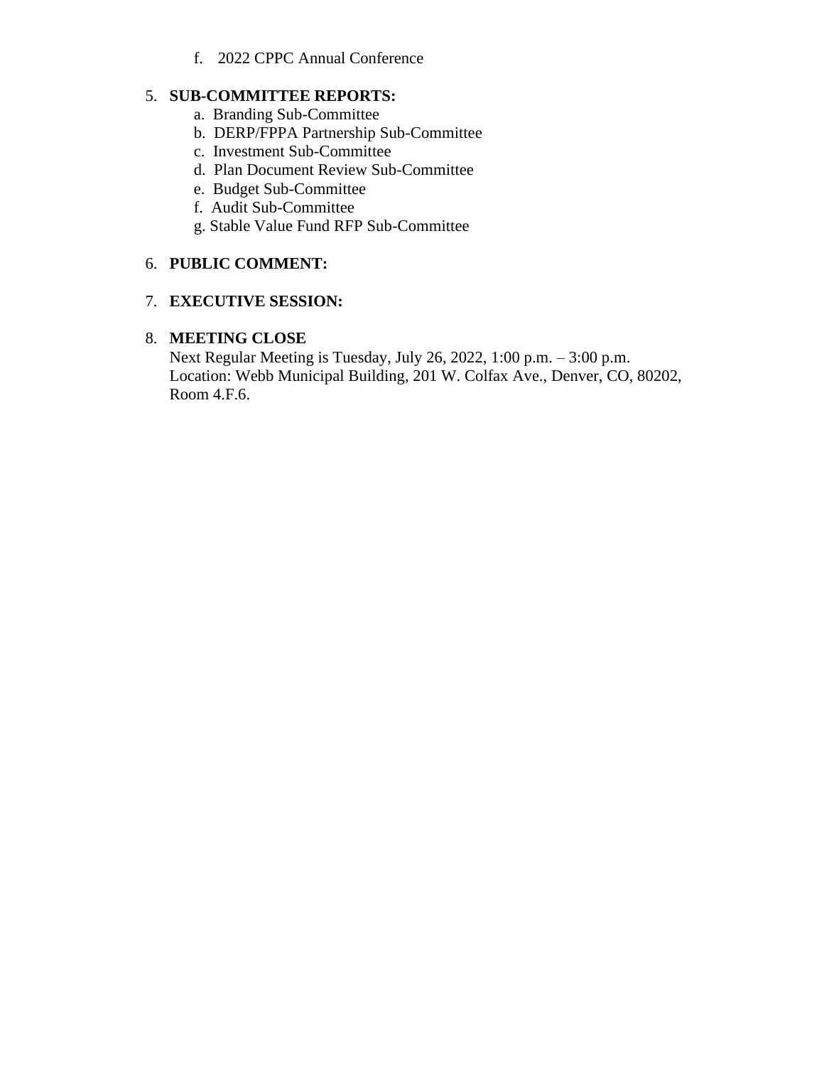f. 2022 CPPC Annual Conference

5. **SUB-COMMITTEE REPORTS:**
    a. Branding Sub-Committee
    b. DERP/FPPA Partnership Sub-Committee
    c. Investment Sub-Committee
    d. Plan Document Review Sub-Committee
    e. Budget Sub-Committee
    f. Audit Sub-Committee
    g. Stable Value Fund RFP Sub-Committee

6. **PUBLIC COMMENT:**

7. **EXECUTIVE SESSION:**

8. **MEETING CLOSE**
   Next Regular Meeting is Tuesday, July 26, 2022, 1:00 p.m. – 3:00 p.m.
   Location: Webb Municipal Building, 201 W. Colfax Ave., Denver, CO, 80202, Room 4.F.6.